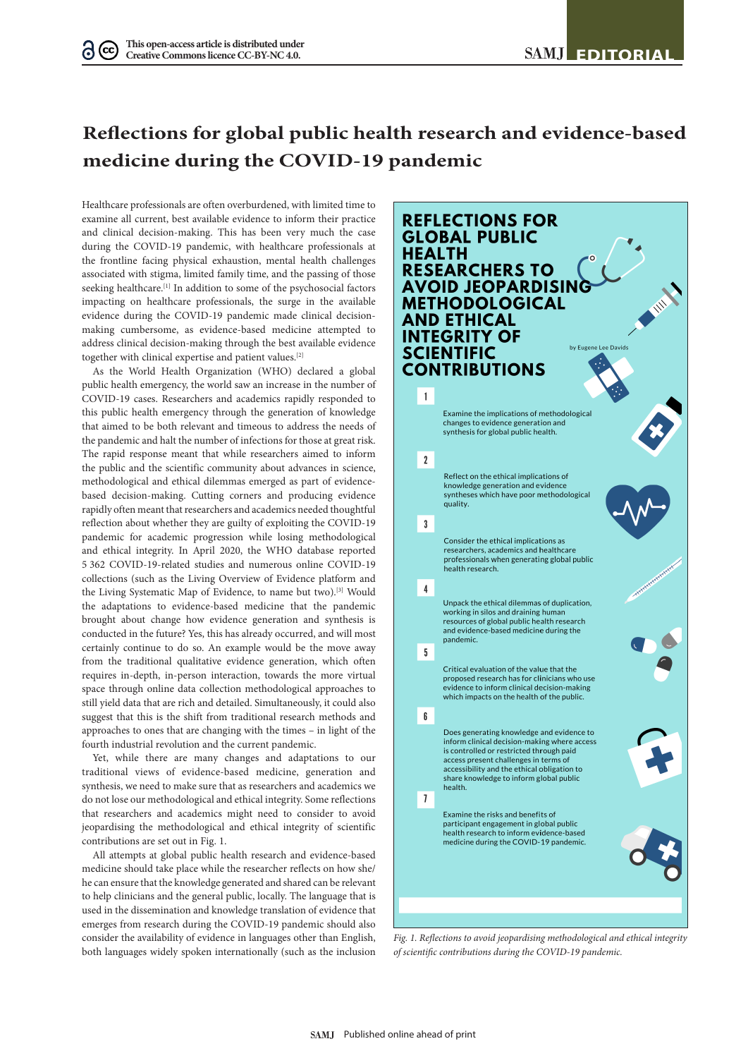# Reflections for global public health research and evidence-based medicine during the COVID-19 pandemic

Healthcare professionals are often overburdened, with limited time to examine all current, best available evidence to inform their practice and clinical decision-making. This has been very much the case during the COVID-19 pandemic, with healthcare professionals at the frontline facing physical exhaustion, mental health challenges associated with stigma, limited family time, and the passing of those seeking healthcare.[1] In addition to some of the psychosocial factors impacting on healthcare professionals, the surge in the available evidence during the COVID-19 pandemic made clinical decision-making cumbersome, as evidence-based medicine attempted to address clinical decision-making through the best available evidence together with clinical expertise and patient values.[2]

As the World Health Organization (WHO) declared a global public health emergency, the world saw an increase in the number of COVID-19 cases. Researchers and academics rapidly responded to this public health emergency through the generation of knowledge that aimed to be both relevant and timeous to address the needs of the pandemic and halt the number of infections for those at great risk. The rapid response meant that while researchers aimed to inform the public and the scientific community about advances in science, methodological and ethical dilemmas emerged as part of evidence-based decision-making. Cutting corners and producing evidence rapidly often meant that researchers and academics needed thoughtful reflection about whether they are guilty of exploiting the COVID-19 pandemic for academic progression while losing methodological and ethical integrity. In April 2020, the WHO database reported 5 362 COVID-19-related studies and numerous online COVID-19 collections (such as the Living Overview of Evidence platform and the Living Systematic Map of Evidence, to name but two).[3] Would the adaptations to evidence-based medicine that the pandemic brought about change how evidence generation and synthesis is conducted in the future? Yes, this has already occurred, and will most certainly continue to do so. An example would be the move away from the traditional qualitative evidence generation, which often requires in-depth, in-person interaction, towards the more virtual space through online data collection methodological approaches to still yield data that are rich and detailed. Simultaneously, it could also suggest that this is the shift from traditional research methods and approaches to ones that are changing with the times – in light of the fourth industrial revolution and the current pandemic.

Yet, while there are many changes and adaptations to our traditional views of evidence-based medicine, generation and synthesis, we need to make sure that as researchers and academics we do not lose our methodological and ethical integrity. Some reflections that researchers and academics might need to consider to avoid jeopardising the methodological and ethical integrity of scientific contributions are set out in Fig. 1.

All attempts at global public health research and evidence-based medicine should take place while the researcher reflects on how she/he can ensure that the knowledge generated and shared can be relevant to help clinicians and the general public, locally. The language that is used in the dissemination and knowledge translation of evidence that emerges from research during the COVID-19 pandemic should also consider the availability of evidence in languages other than English, both languages widely spoken internationally (such as the inclusion

**REFLECTIONS FOR GLOBAL PUBLIC HEALTH RESEARCHERS TO AVOID JEOPARDISING METHODOLOGICAL AND ETHICAL INTEGRITY OF SCIENTIFIC CONTRIBUTIONS**

by Eugene Lee Davids

1. Examine the implications of methodological changes to evidence generation and synthesis for global public health.
2. Reflect on the ethical implications of knowledge generation and evidence syntheses which have poor methodological quality.
3. Consider the ethical implications as researchers, academics and healthcare professionals when generating global public health research.
4. Unpack the ethical dilemmas of duplication, working in silos and draining human resources of global public health research and evidence-based medicine during the pandemic.
5. Critical evaluation of the value that the proposed research has for clinicians who use evidence to inform clinical decision-making which impacts on the health of the public.
6. Does generating knowledge and evidence to inform clinical decision-making where access is controlled or restricted through paid access present challenges in terms of accessibility and the ethical obligation to share knowledge to inform global public health.
7. Examine the risks and benefits of participant engagement in global public health research to inform evidence-based medicine during the COVID-19 pandemic.

*Fig. 1. Reflections to avoid jeopardising methodological and ethical integrity of scientific contributions during the COVID-19 pandemic.*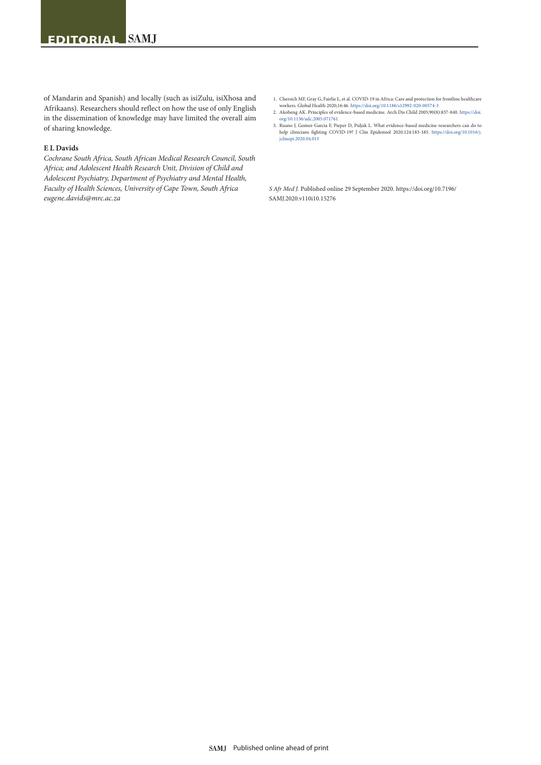of Mandarin and Spanish) and locally (such as isiZulu, isiXhosa and Afrikaans). Researchers should reflect on how the use of only English in the dissemination of knowledge may have limited the overall aim of sharing knowledge.

**E L Davids**

*Cochrane South Africa, South African Medical Research Council, South Africa; and Adolescent Health Research Unit, Division of Child and Adolescent Psychiatry, Department of Psychiatry and Mental Health, Faculty of Health Sciences, University of Cape Town, South Africa*
*eugene.davids@mrc.ac.za*

1. Chersich MF, Gray G, Fairlie L, et al. COVID-19 in Africa: Care and protection for frontline healthcare workers. Global Health 2020;16:46. https://doi.org/10.1186/s12992-020-00574-3
2. Akobeng AK. Principles of evidence-based medicine. Arch Dis Child 2005;90(8):837-840. https://doi.org/10.1136/adc.2005.071761
3. Ruano J, Gomez-Garcia F, Pieper D, Puljak L. What evidence-based medicine researchers can do to help clinicians fighting COVID-19? J Clin Epidemiol 2020;124:183-185. https://doi.org/10.1016/j.jclinepi.2020.04.015

*S Afr Med J.* Published online 29 September 2020. https://doi.org/10.7196/SAMJ.2020.v110i10.15276